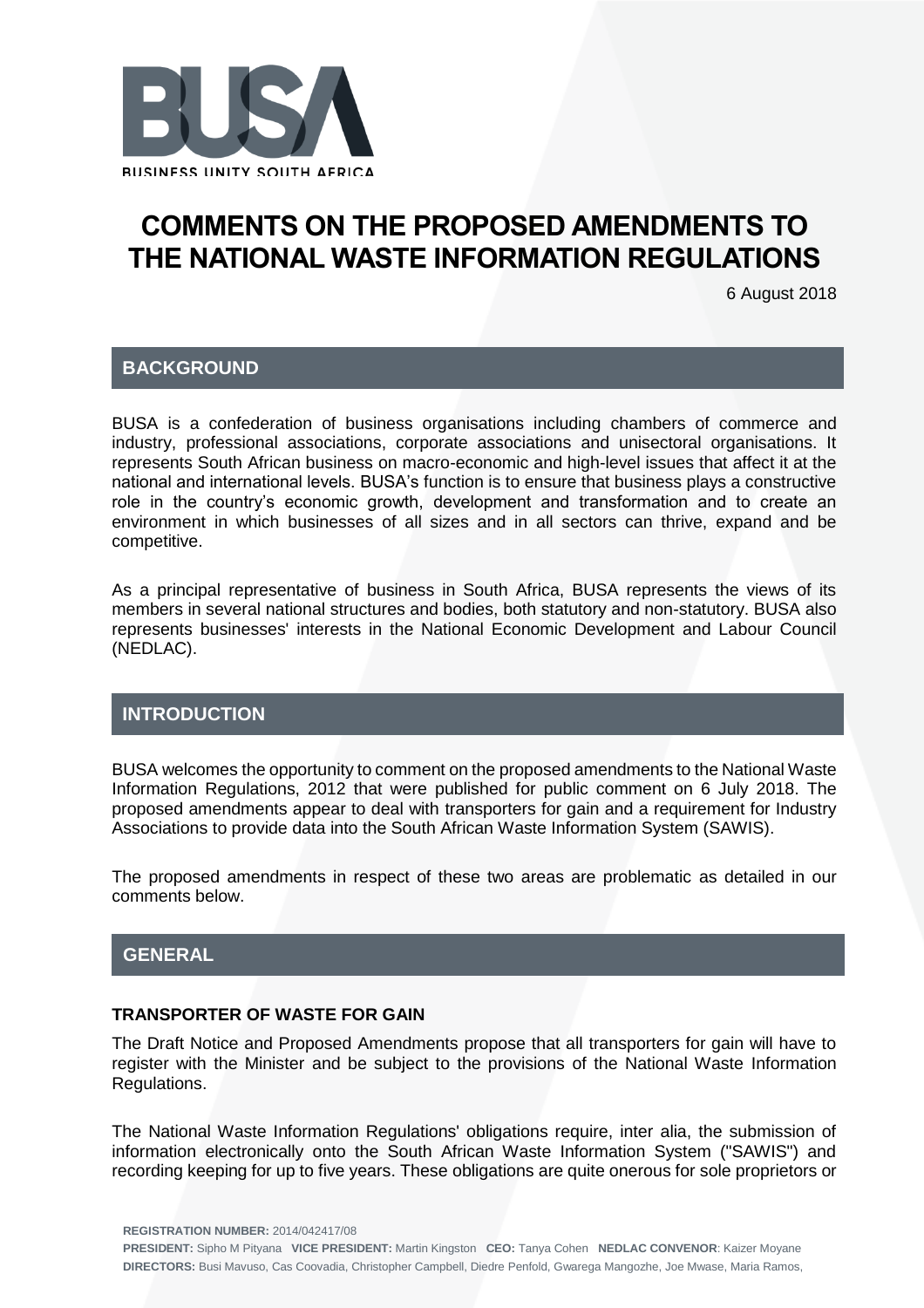BUSINESS UNITY SOUTH AFRICA

# COMMENTS ON THE PROPOSED AMENDMENTS TO THE NATIONAL WASTE INFORMATION REGULATIONS

6 August 2018

## BACKGROUND

BUSA is a confederation of business organisations including chambers of commerce and industry, professional associations, corporate associations and unisectoral organisations. It represents South African business on macro-economic and high-level issues that affect it at the national and international levels. BUSA's function is to ensure that business plays a constructive role in the country's economic growth, development and transformation and to create an environment in which businesses of all sizes and in all sectors can thrive, expand and be competitive.

As a principal representative of business in South Africa, BUSA represents the views of its members in several national structures and bodies, both statutory and non-statutory. BUSA also represents businesses' interests in the National Economic Development and Labour Council (NEDLAC).

## INTRODUCTION

BUSA welcomes the opportunity to comment on the proposed amendments to the National Waste Information Regulations, 2012 that were published for public comment on 6 July 2018. The proposed amendments appear to deal with transporters for gain and a requirement for Industry Associations to provide data into the South African Waste Information System (SAWIS).

The proposed amendments in respect of these two areas are problematic as detailed in our comments below.

## GENERAL

### TRANSPORTER OF WASTE FOR GAIN

The Draft Notice and Proposed Amendments propose that all transporters for gain will have to register with the Minister and be subject to the provisions of the National Waste Information Regulations.

The National Waste Information Regulations' obligations require, inter alia, the submission of information electronically onto the South African Waste Information System ("SAWIS") and recording keeping for up to five years. These obligations are quite onerous for sole proprietors or

**REGISTRATION NUMBER:** 2014/042417/08
**PRESIDENT:** Sipho M Pityana **VICE PRESIDENT:** Martin Kingston **CEO:** Tanya Cohen **NEDLAC CONVENOR**: Kaizer Moyane
**DIRECTORS:** Busi Mavuso, Cas Coovadia, Christopher Campbell, Diedre Penfold, Gwarega Mangozhe, Joe Mwase, Maria Ramos,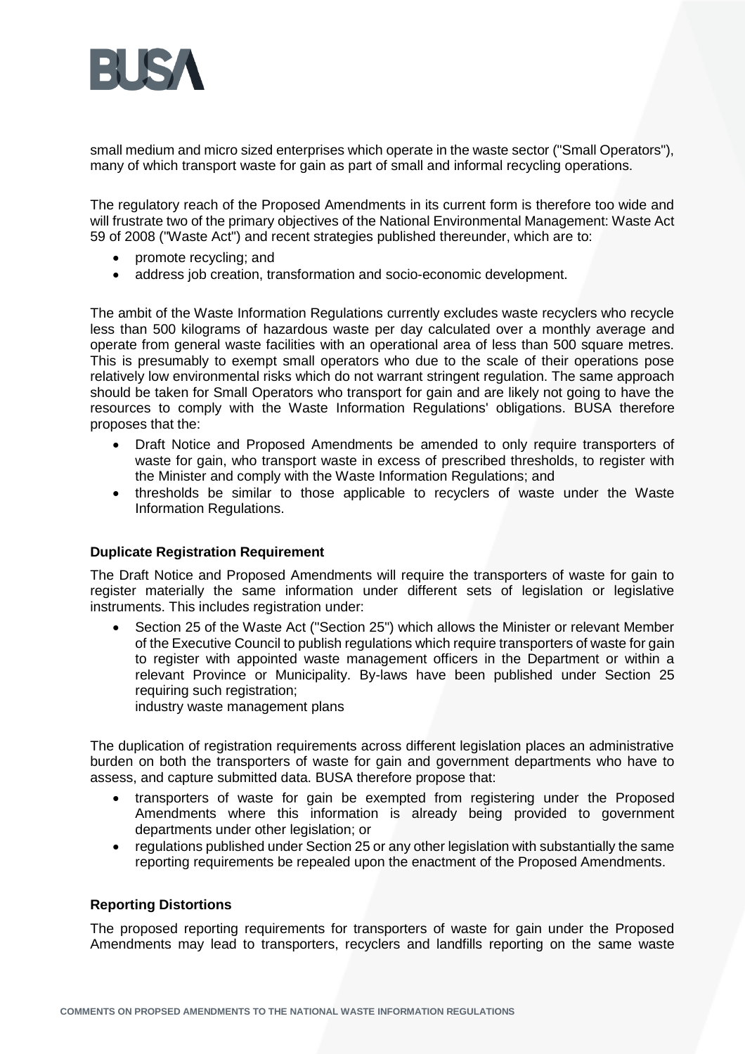small medium and micro sized enterprises which operate in the waste sector ("Small Operators"), many of which transport waste for gain as part of small and informal recycling operations.

The regulatory reach of the Proposed Amendments in its current form is therefore too wide and will frustrate two of the primary objectives of the National Environmental Management: Waste Act 59 of 2008 ("Waste Act") and recent strategies published thereunder, which are to:

- promote recycling; and
- address job creation, transformation and socio-economic development.

The ambit of the Waste Information Regulations currently excludes waste recyclers who recycle less than 500 kilograms of hazardous waste per day calculated over a monthly average and operate from general waste facilities with an operational area of less than 500 square metres. This is presumably to exempt small operators who due to the scale of their operations pose relatively low environmental risks which do not warrant stringent regulation. The same approach should be taken for Small Operators who transport for gain and are likely not going to have the resources to comply with the Waste Information Regulations' obligations. BUSA therefore proposes that the:

- Draft Notice and Proposed Amendments be amended to only require transporters of waste for gain, who transport waste in excess of prescribed thresholds, to register with the Minister and comply with the Waste Information Regulations; and
- thresholds be similar to those applicable to recyclers of waste under the Waste Information Regulations.

**Duplicate Registration Requirement**

The Draft Notice and Proposed Amendments will require the transporters of waste for gain to register materially the same information under different sets of legislation or legislative instruments. This includes registration under:

- Section 25 of the Waste Act ("Section 25") which allows the Minister or relevant Member of the Executive Council to publish regulations which require transporters of waste for gain to register with appointed waste management officers in the Department or within a relevant Province or Municipality. By-laws have been published under Section 25 requiring such registration;
  industry waste management plans

The duplication of registration requirements across different legislation places an administrative burden on both the transporters of waste for gain and government departments who have to assess, and capture submitted data. BUSA therefore propose that:

- transporters of waste for gain be exempted from registering under the Proposed Amendments where this information is already being provided to government departments under other legislation; or
- regulations published under Section 25 or any other legislation with substantially the same reporting requirements be repealed upon the enactment of the Proposed Amendments.

**Reporting Distortions**

The proposed reporting requirements for transporters of waste for gain under the Proposed Amendments may lead to transporters, recyclers and landfills reporting on the same waste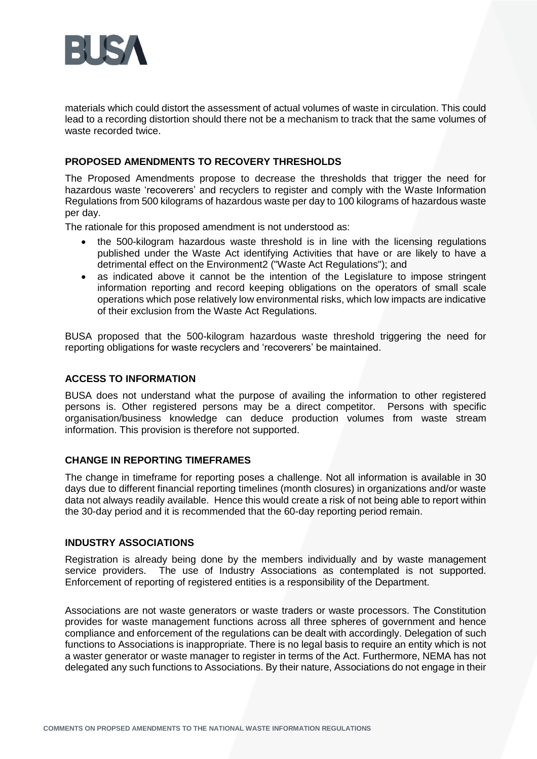materials which could distort the assessment of actual volumes of waste in circulation. This could lead to a recording distortion should there not be a mechanism to track that the same volumes of waste recorded twice.

## PROPOSED AMENDMENTS TO RECOVERY THRESHOLDS

The Proposed Amendments propose to decrease the thresholds that trigger the need for hazardous waste 'recoverers' and recyclers to register and comply with the Waste Information Regulations from 500 kilograms of hazardous waste per day to 100 kilograms of hazardous waste per day.

The rationale for this proposed amendment is not understood as:

- the 500-kilogram hazardous waste threshold is in line with the licensing regulations published under the Waste Act identifying Activities that have or are likely to have a detrimental effect on the Environment2 ("Waste Act Regulations"); and
- as indicated above it cannot be the intention of the Legislature to impose stringent information reporting and record keeping obligations on the operators of small scale operations which pose relatively low environmental risks, which low impacts are indicative of their exclusion from the Waste Act Regulations.

BUSA proposed that the 500-kilogram hazardous waste threshold triggering the need for reporting obligations for waste recyclers and 'recoverers' be maintained.

## ACCESS TO INFORMATION

BUSA does not understand what the purpose of availing the information to other registered persons is. Other registered persons may be a direct competitor. Persons with specific organisation/business knowledge can deduce production volumes from waste stream information. This provision is therefore not supported.

## CHANGE IN REPORTING TIMEFRAMES

The change in timeframe for reporting poses a challenge. Not all information is available in 30 days due to different financial reporting timelines (month closures) in organizations and/or waste data not always readily available. Hence this would create a risk of not being able to report within the 30-day period and it is recommended that the 60-day reporting period remain.

## INDUSTRY ASSOCIATIONS

Registration is already being done by the members individually and by waste management service providers. The use of Industry Associations as contemplated is not supported. Enforcement of reporting of registered entities is a responsibility of the Department.

Associations are not waste generators or waste traders or waste processors. The Constitution provides for waste management functions across all three spheres of government and hence compliance and enforcement of the regulations can be dealt with accordingly. Delegation of such functions to Associations is inappropriate. There is no legal basis to require an entity which is not a waster generator or waste manager to register in terms of the Act. Furthermore, NEMA has not delegated any such functions to Associations. By their nature, Associations do not engage in their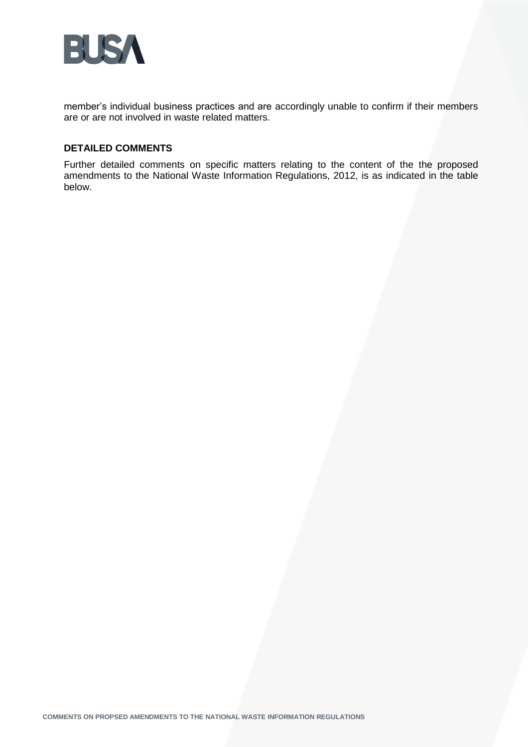member's individual business practices and are accordingly unable to confirm if their members are or are not involved in waste related matters.

**DETAILED COMMENTS**

Further detailed comments on specific matters relating to the content of the the proposed amendments to the National Waste Information Regulations, 2012, is as indicated in the table below.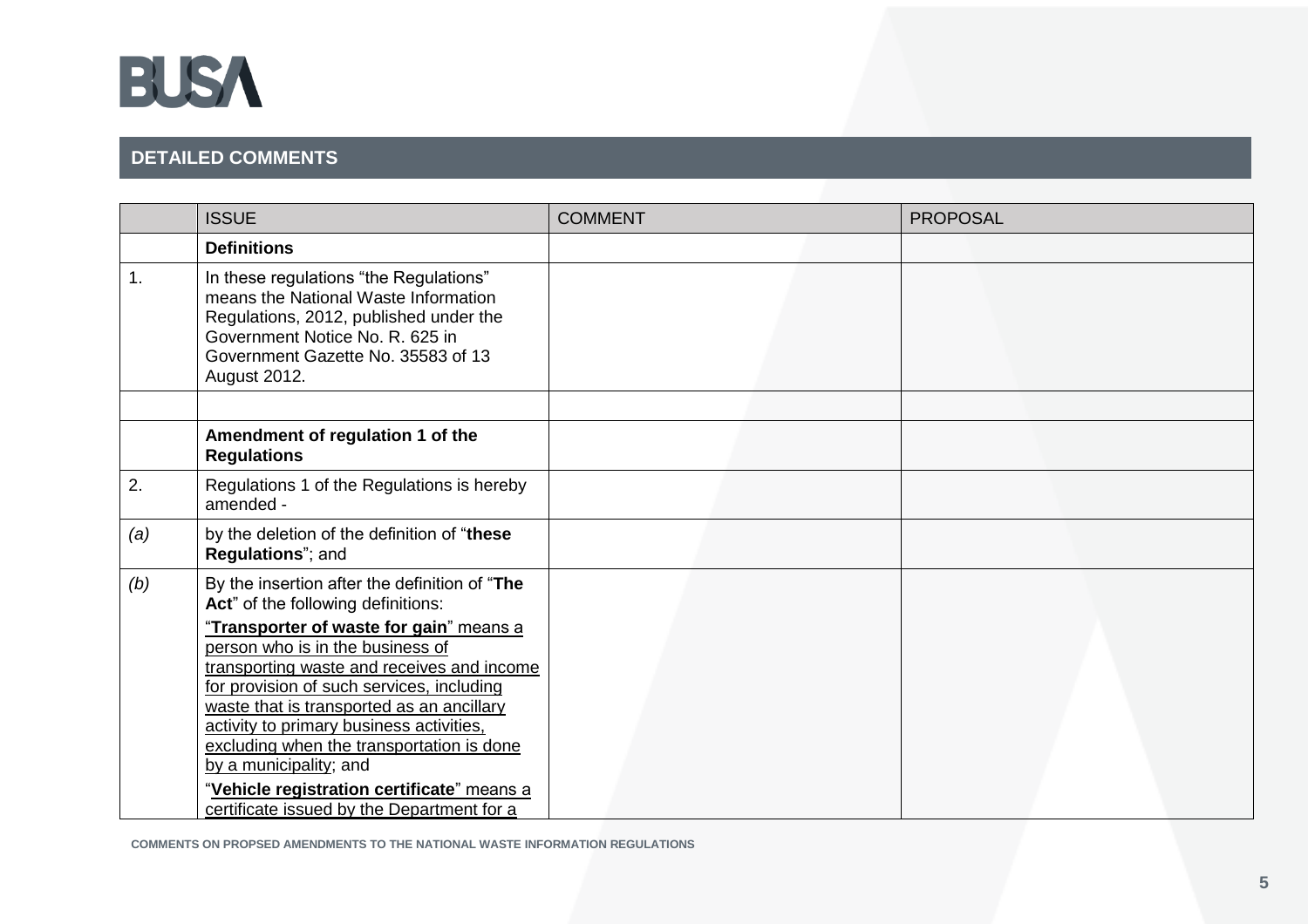## DETAILED COMMENTS

| | ISSUE | COMMENT | PROPOSAL |
|---|---|---|---|
| | **Definitions** | | |
| 1. | In these regulations "the Regulations" means the National Waste Information Regulations, 2012, published under the Government Notice No. R. 625 in Government Gazette No. 35583 of 13 August 2012. | | |
| | | | |
| | **Amendment of regulation 1 of the Regulations** | | |
| 2. | Regulations 1 of the Regulations is hereby amended - | | |
| *(a)* | by the deletion of the definition of "**these Regulations**"; and | | |
| *(b)* | By the insertion after the definition of "**The Act**" of the following definitions:<br>"<u>**Transporter of waste for gain**" means a person who is in the business of transporting waste and receives and income for provision of such services, including waste that is transported as an ancillary activity to primary business activities, excluding when the transportation is done by a municipality</u>; and<br>"<u>**Vehicle registration certificate**" means a certificate issued by the Department for a</u> | | |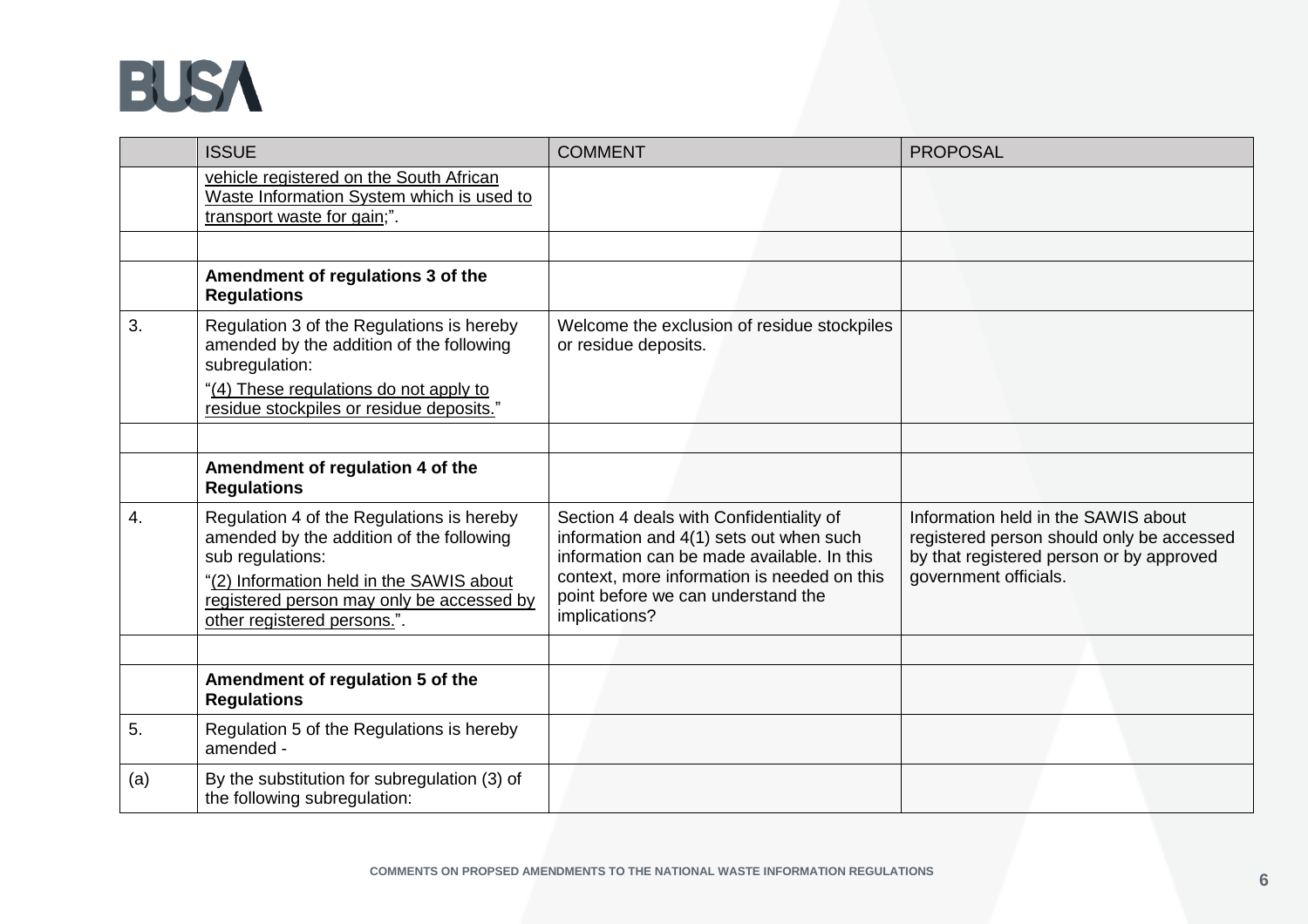| | ISSUE | COMMENT | PROPOSAL |
|---|---|---|---|
| | vehicle registered on the South African Waste Information System which is used to transport waste for gain;". | | |
| | | | |
| | **Amendment of regulations 3 of the Regulations** | | |
| 3. | Regulation 3 of the Regulations is hereby amended by the addition of the following subregulation:<br>"(4) These regulations do not apply to residue stockpiles or residue deposits." | Welcome the exclusion of residue stockpiles or residue deposits. | |
| | | | |
| | **Amendment of regulation 4 of the Regulations** | | |
| 4. | Regulation 4 of the Regulations is hereby amended by the addition of the following sub regulations:<br>"(2) Information held in the SAWIS about registered person may only be accessed by other registered persons.". | Section 4 deals with Confidentiality of information and 4(1) sets out when such information can be made available. In this context, more information is needed on this point before we can understand the implications? | Information held in the SAWIS about registered person should only be accessed by that registered person or by approved government officials. |
| | | | |
| | **Amendment of regulation 5 of the Regulations** | | |
| 5. | Regulation 5 of the Regulations is hereby amended - | | |
| (a) | By the substitution for subregulation (3) of the following subregulation: | | |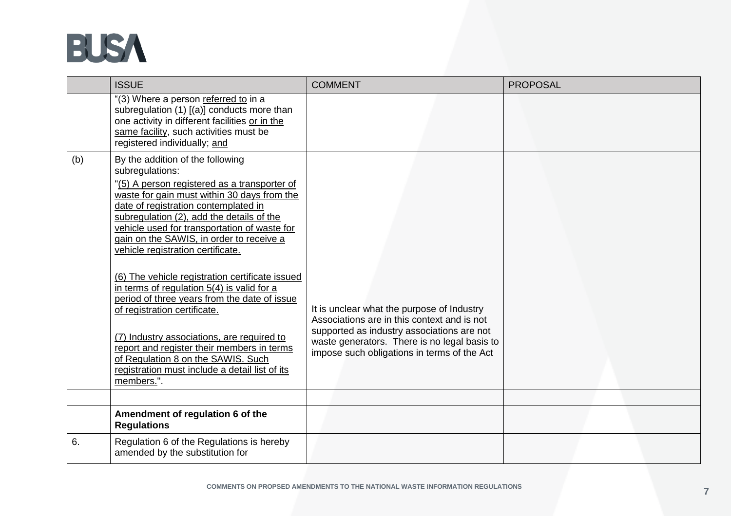| | ISSUE | COMMENT | PROPOSAL |
|---|---|---|---|
| | "(3) Where a person referred to in a subregulation (1) [(a)] conducts more than one activity in different facilities or in the same facility, such activities must be registered individually; and | | |
| (b) | By the addition of the following subregulations:<br><br>"(5) A person registered as a transporter of waste for gain must within 30 days from the date of registration contemplated in subregulation (2), add the details of the vehicle used for transportation of waste for gain on the SAWIS, in order to receive a vehicle registration certificate.<br><br>(6) The vehicle registration certificate issued in terms of regulation 5(4) is valid for a period of three years from the date of issue of registration certificate.<br><br>(7) Industry associations, are required to report and register their members in terms of Regulation 8 on the SAWIS. Such registration must include a detail list of its members.". | It is unclear what the purpose of Industry Associations are in this context and is not supported as industry associations are not waste generators. There is no legal basis to impose such obligations in terms of the Act | |
| | | | |
| | **Amendment of regulation 6 of the Regulations** | | |
| 6. | Regulation 6 of the Regulations is hereby amended by the substitution for | | |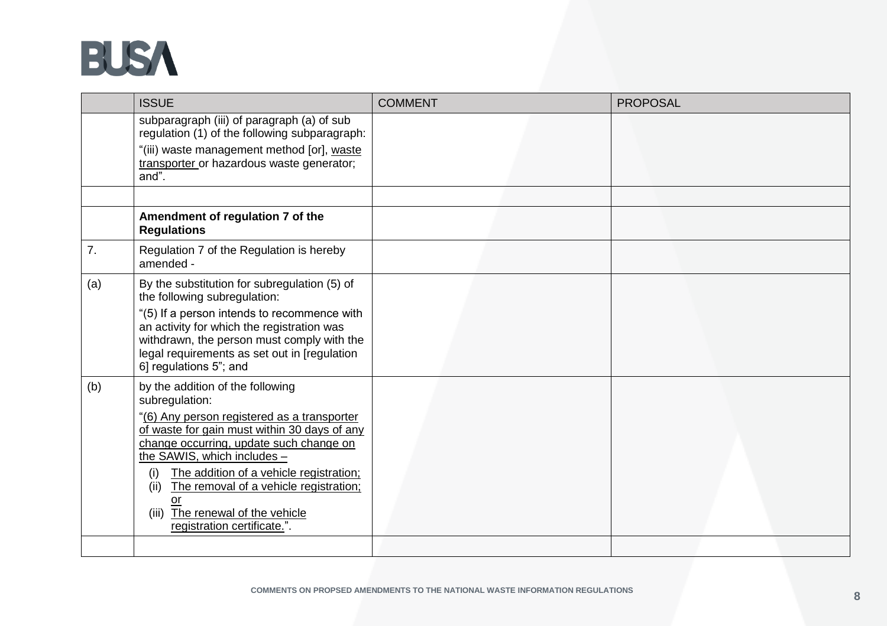| | ISSUE | COMMENT | PROPOSAL |
|---|---|---|---|
| | subparagraph (iii) of paragraph (a) of sub regulation (1) of the following subparagraph:<br>"(iii) waste management method [or], <u>waste transporter</u> or hazardous waste generator; and". | | |
| | | | |
| | **Amendment of regulation 7 of the Regulations** | | |
| 7. | Regulation 7 of the Regulation is hereby amended - | | |
| (a) | By the substitution for subregulation (5) of the following subregulation:<br>"(5) If a person intends to recommence with an activity for which the registration was withdrawn, the person must comply with the legal requirements as set out in [regulation 6] regulations 5"; and | | |
| (b) | by the addition of the following subregulation:<br>"<u>(6) Any person registered as a transporter of waste for gain must within 30 days of any change occurring, update such change on the SAWIS, which includes –</u><br>(i) <u>The addition of a vehicle registration;</u><br>(ii) <u>The removal of a vehicle registration; or</u><br>(iii) <u>The renewal of the vehicle registration certificate.</u>". | | |
| | | | |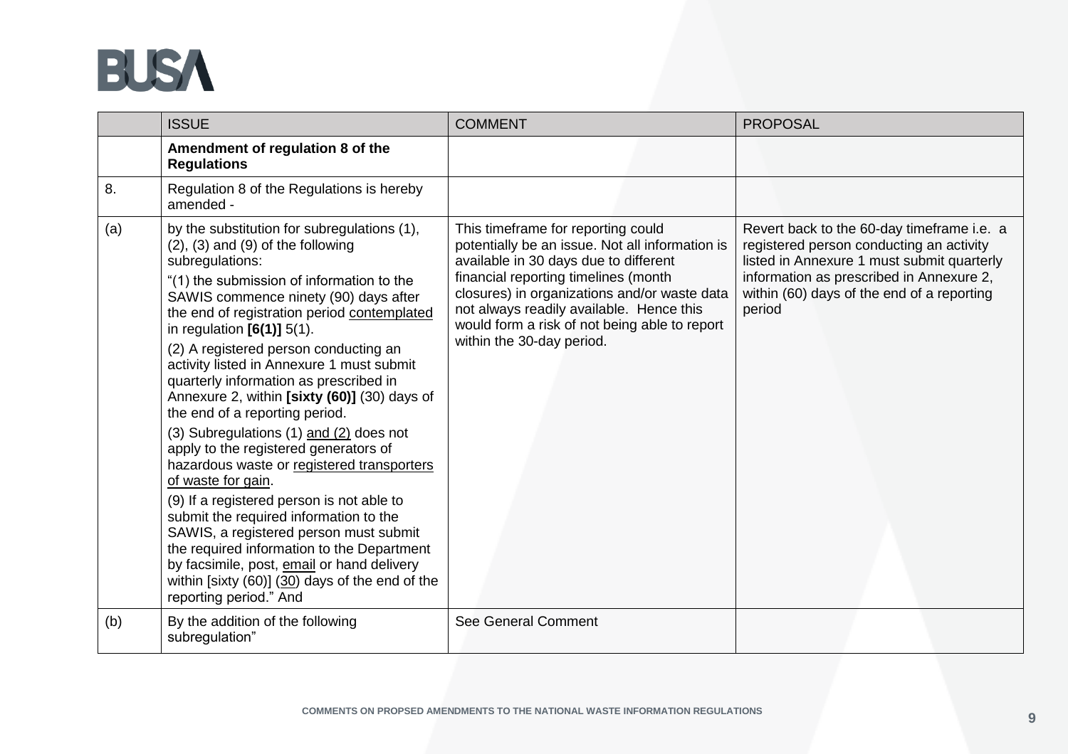| | ISSUE | COMMENT | PROPOSAL |
|---|---|---|---|
| | **Amendment of regulation 8 of the Regulations** | | |
| 8. | Regulation 8 of the Regulations is hereby amended - | | |
| (a) | by the substitution for subregulations (1), (2), (3) and (9) of the following subregulations:<br>"(1) the submission of information to the SAWIS commence ninety (90) days after the end of registration period contemplated in regulation **[6(1)]** 5(1).<br>(2) A registered person conducting an activity listed in Annexure 1 must submit quarterly information as prescribed in Annexure 2, within **[sixty (60)]** (30) days of the end of a reporting period.<br>(3) Subregulations (1) and (2) does not apply to the registered generators of hazardous waste or registered transporters of waste for gain.<br>(9) If a registered person is not able to submit the required information to the SAWIS, a registered person must submit the required information to the Department by facsimile, post, email or hand delivery within [sixty (60)] (30) days of the end of the reporting period." And | This timeframe for reporting could potentially be an issue. Not all information is available in 30 days due to different financial reporting timelines (month closures) in organizations and/or waste data not always readily available. Hence this would form a risk of not being able to report within the 30-day period. | Revert back to the 60-day timeframe i.e. a registered person conducting an activity listed in Annexure 1 must submit quarterly information as prescribed in Annexure 2, within (60) days of the end of a reporting period |
| (b) | By the addition of the following subregulation" | See General Comment | |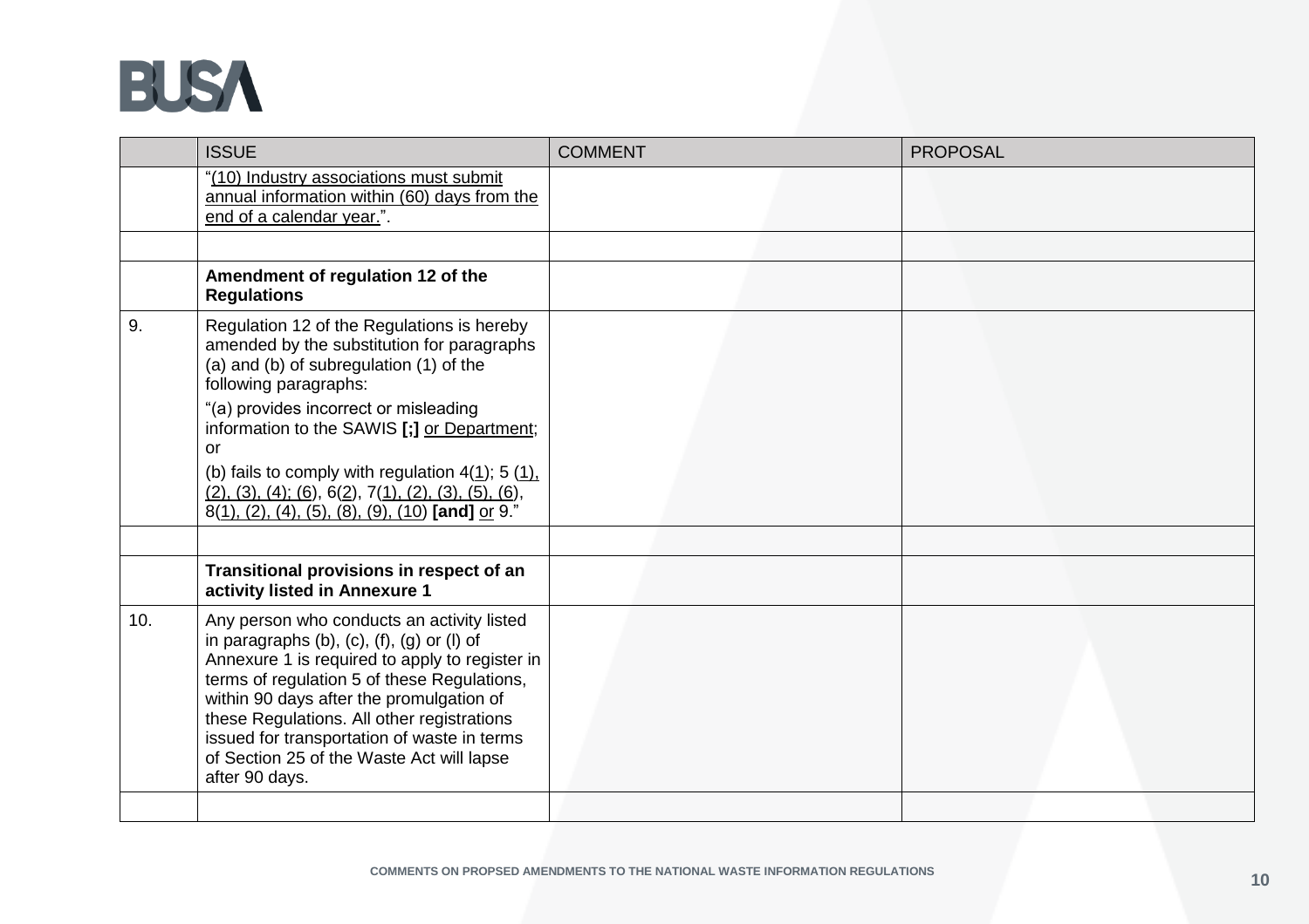|  | ISSUE | COMMENT | PROPOSAL |
| --- | --- | --- | --- |
|  | "(10) Industry associations must submit annual information within (60) days from the end of a calendar year.". |  |  |
|  |  |  |  |
|  | **Amendment of regulation 12 of the Regulations** |  |  |
| 9. | Regulation 12 of the Regulations is hereby amended by the substitution for paragraphs (a) and (b) of subregulation (1) of the following paragraphs: "(a) provides incorrect or misleading information to the SAWIS **[;]** or Department; or (b) fails to comply with regulation 4(1); 5 (1), (2), (3), (4); (6), 6(2), 7(1), (2), (3), (5), (6), 8(1), (2), (4), (5), (8), (9), (10) **[and]** or 9." |  |  |
|  |  |  |  |
|  | **Transitional provisions in respect of an activity listed in Annexure 1** |  |  |
| 10. | Any person who conducts an activity listed in paragraphs (b), (c), (f), (g) or (l) of Annexure 1 is required to apply to register in terms of regulation 5 of these Regulations, within 90 days after the promulgation of these Regulations. All other registrations issued for transportation of waste in terms of Section 25 of the Waste Act will lapse after 90 days. |  |  |
|  |  |  |  |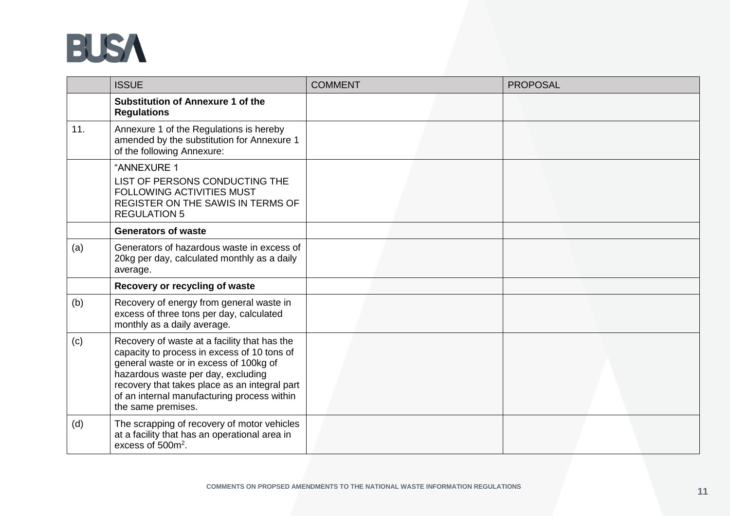| | ISSUE | COMMENT | PROPOSAL |
|---|---|---|---|
| | **Substitution of Annexure 1 of the Regulations** | | |
| 11. | Annexure 1 of the Regulations is hereby amended by the substitution for Annexure 1 of the following Annexure: | | |
| | "ANNEXURE 1<br>LIST OF PERSONS CONDUCTING THE FOLLOWING ACTIVITIES MUST REGISTER ON THE SAWIS IN TERMS OF REGULATION 5 | | |
| | **Generators of waste** | | |
| (a) | Generators of hazardous waste in excess of 20kg per day, calculated monthly as a daily average. | | |
| | **Recovery or recycling of waste** | | |
| (b) | Recovery of energy from general waste in excess of three tons per day, calculated monthly as a daily average. | | |
| (c) | Recovery of waste at a facility that has the capacity to process in excess of 10 tons of general waste or in excess of 100kg of hazardous waste per day, excluding recovery that takes place as an integral part of an internal manufacturing process within the same premises. | | |
| (d) | The scrapping of recovery of motor vehicles at a facility that has an operational area in excess of 500m$^2$. | | |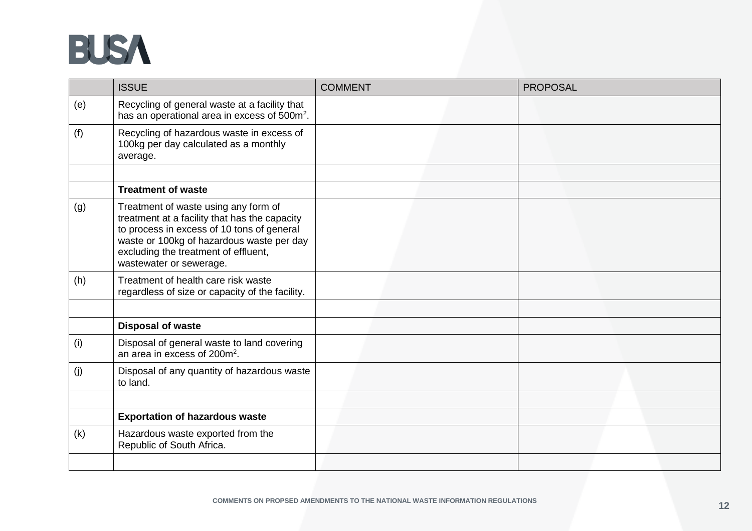| | ISSUE | COMMENT | PROPOSAL |
|---|---|---|---|
| (e) | Recycling of general waste at a facility that has an operational area in excess of 500m$^2$. | | |
| (f) | Recycling of hazardous waste in excess of 100kg per day calculated as a monthly average. | | |
| | | | |
| | **Treatment of waste** | | |
| (g) | Treatment of waste using any form of treatment at a facility that has the capacity to process in excess of 10 tons of general waste or 100kg of hazardous waste per day excluding the treatment of effluent, wastewater or sewerage. | | |
| (h) | Treatment of health care risk waste regardless of size or capacity of the facility. | | |
| | | | |
| | **Disposal of waste** | | |
| (i) | Disposal of general waste to land covering an area in excess of 200m$^2$. | | |
| (j) | Disposal of any quantity of hazardous waste to land. | | |
| | | | |
| | **Exportation of hazardous waste** | | |
| (k) | Hazardous waste exported from the Republic of South Africa. | | |
| | | | |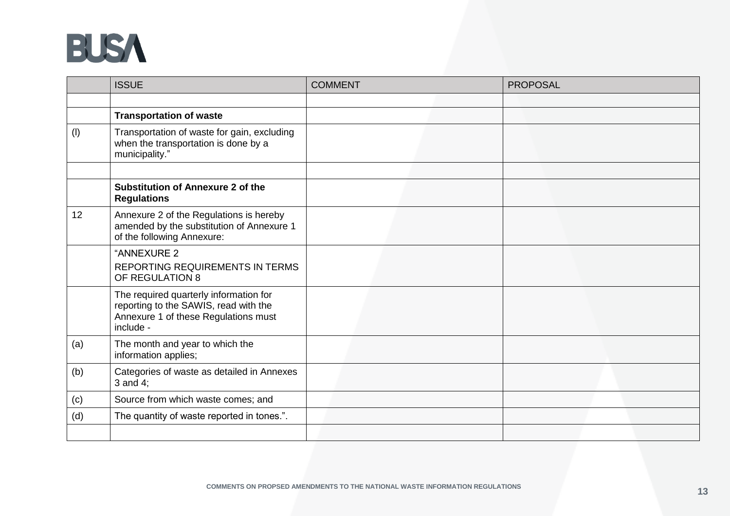| | ISSUE | COMMENT | PROPOSAL |
|---|---|---|---|
| | | | |
| | **Transportation of waste** | | |
| (l) | Transportation of waste for gain, excluding when the transportation is done by a municipality." | | |
| | | | |
| | **Substitution of Annexure 2 of the Regulations** | | |
| 12 | Annexure 2 of the Regulations is hereby amended by the substitution of Annexure 1 of the following Annexure: | | |
| | "ANNEXURE 2<br>REPORTING REQUIREMENTS IN TERMS OF REGULATION 8 | | |
| | The required quarterly information for reporting to the SAWIS, read with the Annexure 1 of these Regulations must include - | | |
| (a) | The month and year to which the information applies; | | |
| (b) | Categories of waste as detailed in Annexes 3 and 4; | | |
| (c) | Source from which waste comes; and | | |
| (d) | The quantity of waste reported in tones.". | | |
| | | | |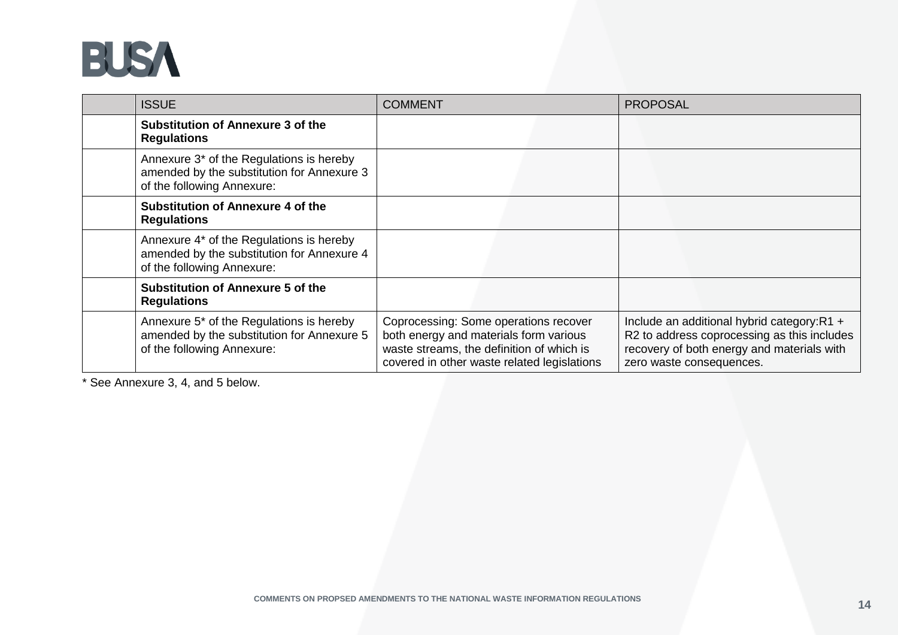| | ISSUE | COMMENT | PROPOSAL |
|---|---|---|---|
| | **Substitution of Annexure 3 of the Regulations** | | |
| | Annexure 3* of the Regulations is hereby amended by the substitution for Annexure 3 of the following Annexure: | | |
| | **Substitution of Annexure 4 of the Regulations** | | |
| | Annexure 4* of the Regulations is hereby amended by the substitution for Annexure 4 of the following Annexure: | | |
| | **Substitution of Annexure 5 of the Regulations** | | |
| | Annexure 5* of the Regulations is hereby amended by the substitution for Annexure 5 of the following Annexure: | Coprocessing: Some operations recover both energy and materials form various waste streams, the definition of which is covered in other waste related legislations | Include an additional hybrid category:R1 + R2 to address coprocessing as this includes recovery of both energy and materials with zero waste consequences. |

* See Annexure 3, 4, and 5 below.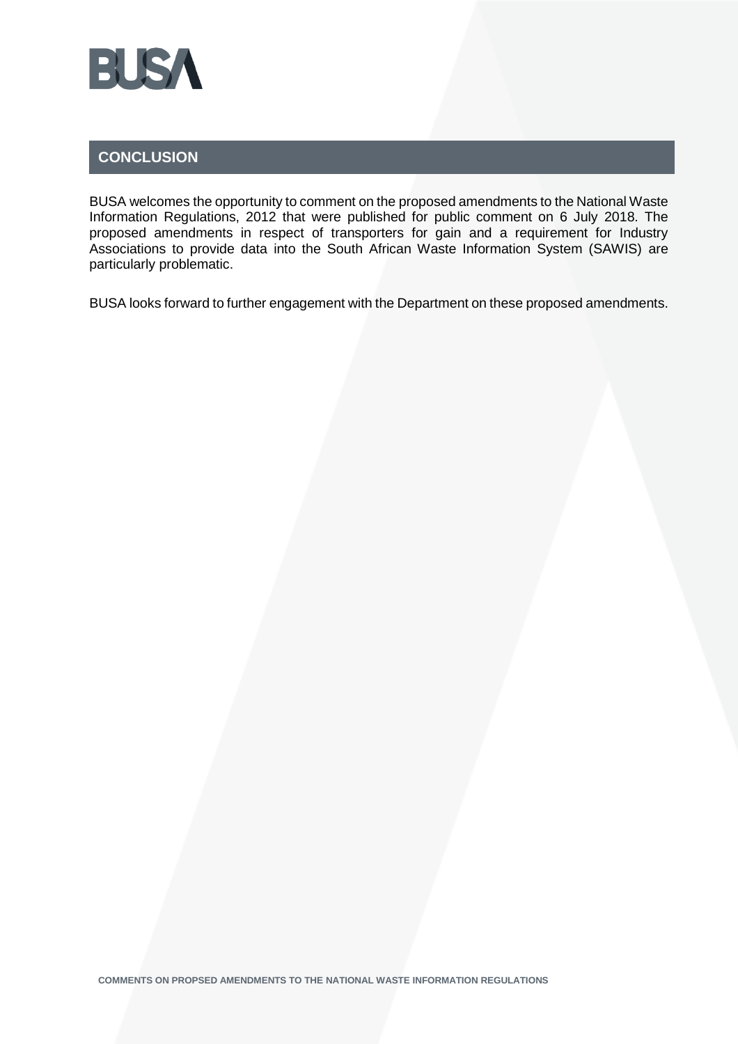## CONCLUSION

BUSA welcomes the opportunity to comment on the proposed amendments to the National Waste Information Regulations, 2012 that were published for public comment on 6 July 2018. The proposed amendments in respect of transporters for gain and a requirement for Industry Associations to provide data into the South African Waste Information System (SAWIS) are particularly problematic.

BUSA looks forward to further engagement with the Department on these proposed amendments.